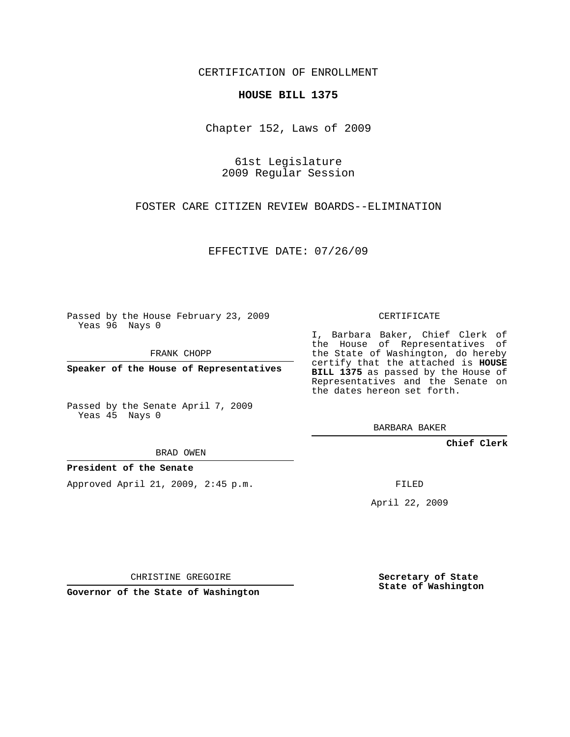CERTIFICATION OF ENROLLMENT

**HOUSE BILL 1375**

Chapter 152, Laws of 2009

61st Legislature
2009 Regular Session

FOSTER CARE CITIZEN REVIEW BOARDS--ELIMINATION

EFFECTIVE DATE: 07/26/09

Passed by the House February 23, 2009
Yeas 96 Nays 0

FRANK CHOPP

**Speaker of the House of Representatives**

Passed by the Senate April 7, 2009
Yeas 45 Nays 0

BRAD OWEN

**President of the Senate**

Approved April 21, 2009, 2:45 p.m.

CHRISTINE GREGOIRE

**Governor of the State of Washington**

CERTIFICATE

I, Barbara Baker, Chief Clerk of the House of Representatives of the State of Washington, do hereby certify that the attached is **HOUSE BILL 1375** as passed by the House of Representatives and the Senate on the dates hereon set forth.

BARBARA BAKER

**Chief Clerk**

FILED

April 22, 2009

**Secretary of State**
**State of Washington**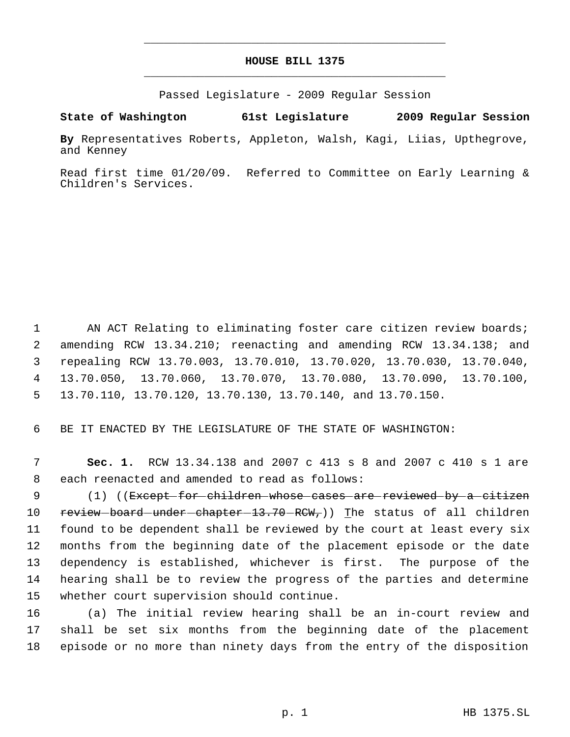# HOUSE BILL 1375

Passed Legislature - 2009 Regular Session

**State of Washington 61st Legislature 2009 Regular Session**

**By** Representatives Roberts, Appleton, Walsh, Kagi, Liias, Upthegrove, and Kenney

Read first time 01/20/09. Referred to Committee on Early Learning & Children's Services.

AN ACT Relating to eliminating foster care citizen review boards; amending RCW 13.34.210; reenacting and amending RCW 13.34.138; and repealing RCW 13.70.003, 13.70.010, 13.70.020, 13.70.030, 13.70.040, 13.70.050, 13.70.060, 13.70.070, 13.70.080, 13.70.090, 13.70.100, 13.70.110, 13.70.120, 13.70.130, 13.70.140, and 13.70.150.

BE IT ENACTED BY THE LEGISLATURE OF THE STATE OF WASHINGTON:

**Sec. 1.** RCW 13.34.138 and 2007 c 413 s 8 and 2007 c 410 s 1 are each reenacted and amended to read as follows:

(1) ((~~Except for children whose cases are reviewed by a citizen review board under chapter 13.70 RCW,~~)) The status of all children found to be dependent shall be reviewed by the court at least every six months from the beginning date of the placement episode or the date dependency is established, whichever is first. The purpose of the hearing shall be to review the progress of the parties and determine whether court supervision should continue.

(a) The initial review hearing shall be an in-court review and shall be set six months from the beginning date of the placement episode or no more than ninety days from the entry of the disposition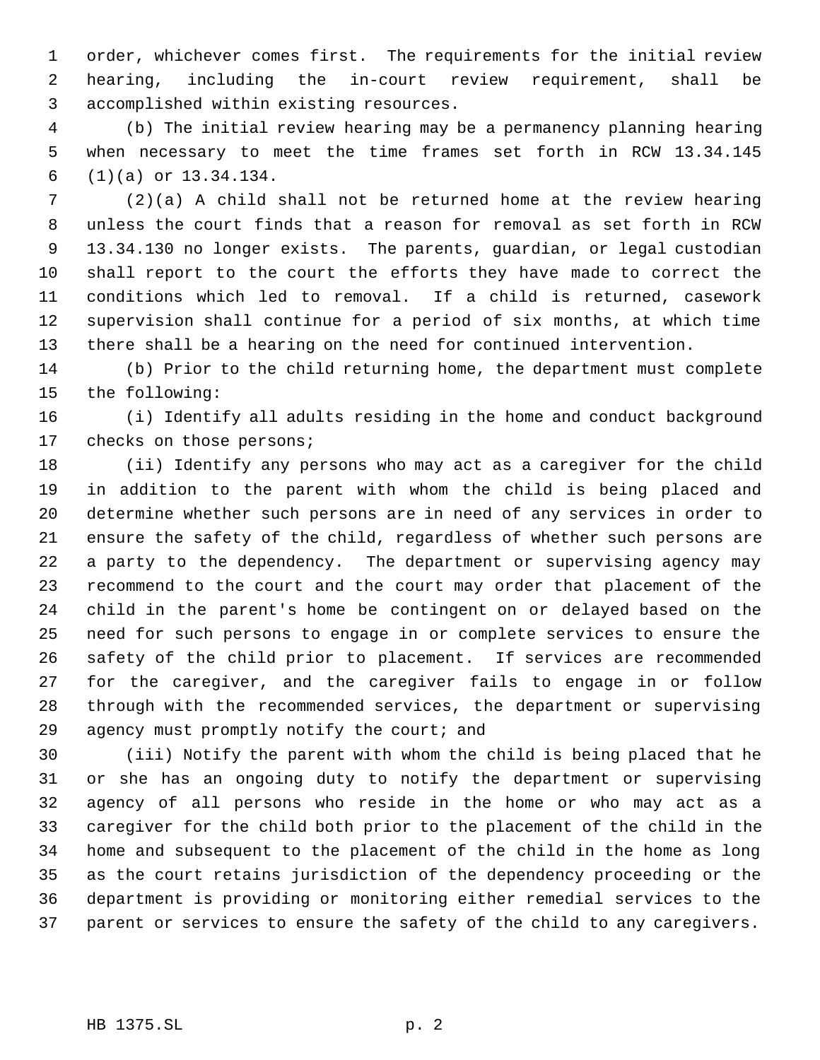order, whichever comes first. The requirements for the initial review hearing, including the in-court review requirement, shall be accomplished within existing resources.

(b) The initial review hearing may be a permanency planning hearing when necessary to meet the time frames set forth in RCW 13.34.145 (1)(a) or 13.34.134.

(2)(a) A child shall not be returned home at the review hearing unless the court finds that a reason for removal as set forth in RCW 13.34.130 no longer exists. The parents, guardian, or legal custodian shall report to the court the efforts they have made to correct the conditions which led to removal. If a child is returned, casework supervision shall continue for a period of six months, at which time there shall be a hearing on the need for continued intervention.

(b) Prior to the child returning home, the department must complete the following:

(i) Identify all adults residing in the home and conduct background checks on those persons;

(ii) Identify any persons who may act as a caregiver for the child in addition to the parent with whom the child is being placed and determine whether such persons are in need of any services in order to ensure the safety of the child, regardless of whether such persons are a party to the dependency. The department or supervising agency may recommend to the court and the court may order that placement of the child in the parent's home be contingent on or delayed based on the need for such persons to engage in or complete services to ensure the safety of the child prior to placement. If services are recommended for the caregiver, and the caregiver fails to engage in or follow through with the recommended services, the department or supervising agency must promptly notify the court; and

(iii) Notify the parent with whom the child is being placed that he or she has an ongoing duty to notify the department or supervising agency of all persons who reside in the home or who may act as a caregiver for the child both prior to the placement of the child in the home and subsequent to the placement of the child in the home as long as the court retains jurisdiction of the dependency proceeding or the department is providing or monitoring either remedial services to the parent or services to ensure the safety of the child to any caregivers.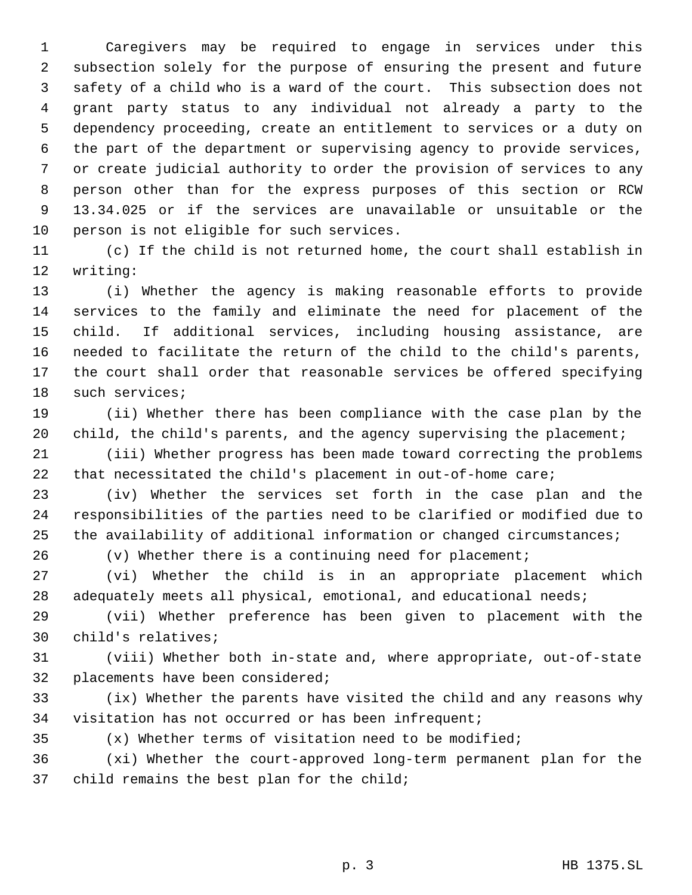Caregivers may be required to engage in services under this subsection solely for the purpose of ensuring the present and future safety of a child who is a ward of the court. This subsection does not grant party status to any individual not already a party to the dependency proceeding, create an entitlement to services or a duty on the part of the department or supervising agency to provide services, or create judicial authority to order the provision of services to any person other than for the express purposes of this section or RCW 13.34.025 or if the services are unavailable or unsuitable or the person is not eligible for such services.

(c) If the child is not returned home, the court shall establish in writing:

(i) Whether the agency is making reasonable efforts to provide services to the family and eliminate the need for placement of the child. If additional services, including housing assistance, are needed to facilitate the return of the child to the child's parents, the court shall order that reasonable services be offered specifying such services;

(ii) Whether there has been compliance with the case plan by the child, the child's parents, and the agency supervising the placement;

(iii) Whether progress has been made toward correcting the problems that necessitated the child's placement in out-of-home care;

(iv) Whether the services set forth in the case plan and the responsibilities of the parties need to be clarified or modified due to the availability of additional information or changed circumstances;

(v) Whether there is a continuing need for placement;

(vi) Whether the child is in an appropriate placement which adequately meets all physical, emotional, and educational needs;

(vii) Whether preference has been given to placement with the child's relatives;

(viii) Whether both in-state and, where appropriate, out-of-state placements have been considered;

(ix) Whether the parents have visited the child and any reasons why visitation has not occurred or has been infrequent;

(x) Whether terms of visitation need to be modified;

(xi) Whether the court-approved long-term permanent plan for the child remains the best plan for the child;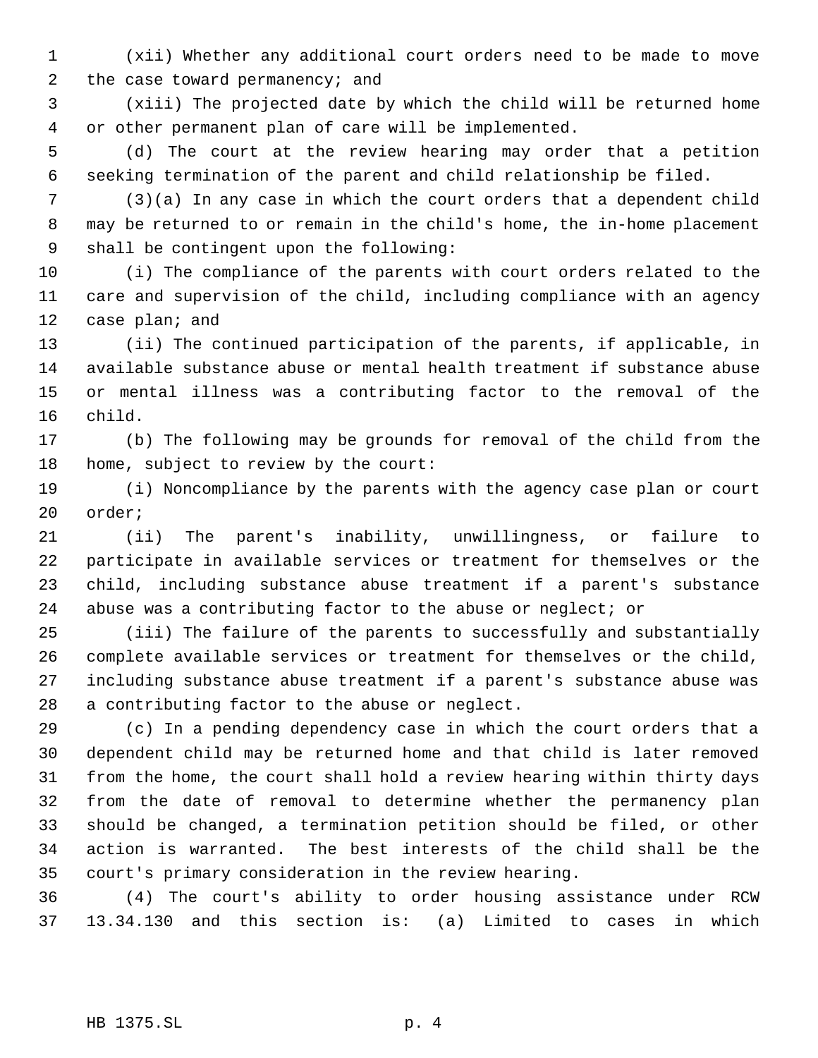(xii) Whether any additional court orders need to be made to move the case toward permanency; and

(xiii) The projected date by which the child will be returned home or other permanent plan of care will be implemented.

(d) The court at the review hearing may order that a petition seeking termination of the parent and child relationship be filed.

(3)(a) In any case in which the court orders that a dependent child may be returned to or remain in the child's home, the in-home placement shall be contingent upon the following:

(i) The compliance of the parents with court orders related to the care and supervision of the child, including compliance with an agency case plan; and

(ii) The continued participation of the parents, if applicable, in available substance abuse or mental health treatment if substance abuse or mental illness was a contributing factor to the removal of the child.

(b) The following may be grounds for removal of the child from the home, subject to review by the court:

(i) Noncompliance by the parents with the agency case plan or court order;

(ii) The parent's inability, unwillingness, or failure to participate in available services or treatment for themselves or the child, including substance abuse treatment if a parent's substance abuse was a contributing factor to the abuse or neglect; or

(iii) The failure of the parents to successfully and substantially complete available services or treatment for themselves or the child, including substance abuse treatment if a parent's substance abuse was a contributing factor to the abuse or neglect.

(c) In a pending dependency case in which the court orders that a dependent child may be returned home and that child is later removed from the home, the court shall hold a review hearing within thirty days from the date of removal to determine whether the permanency plan should be changed, a termination petition should be filed, or other action is warranted. The best interests of the child shall be the court's primary consideration in the review hearing.

(4) The court's ability to order housing assistance under RCW 13.34.130 and this section is: (a) Limited to cases in which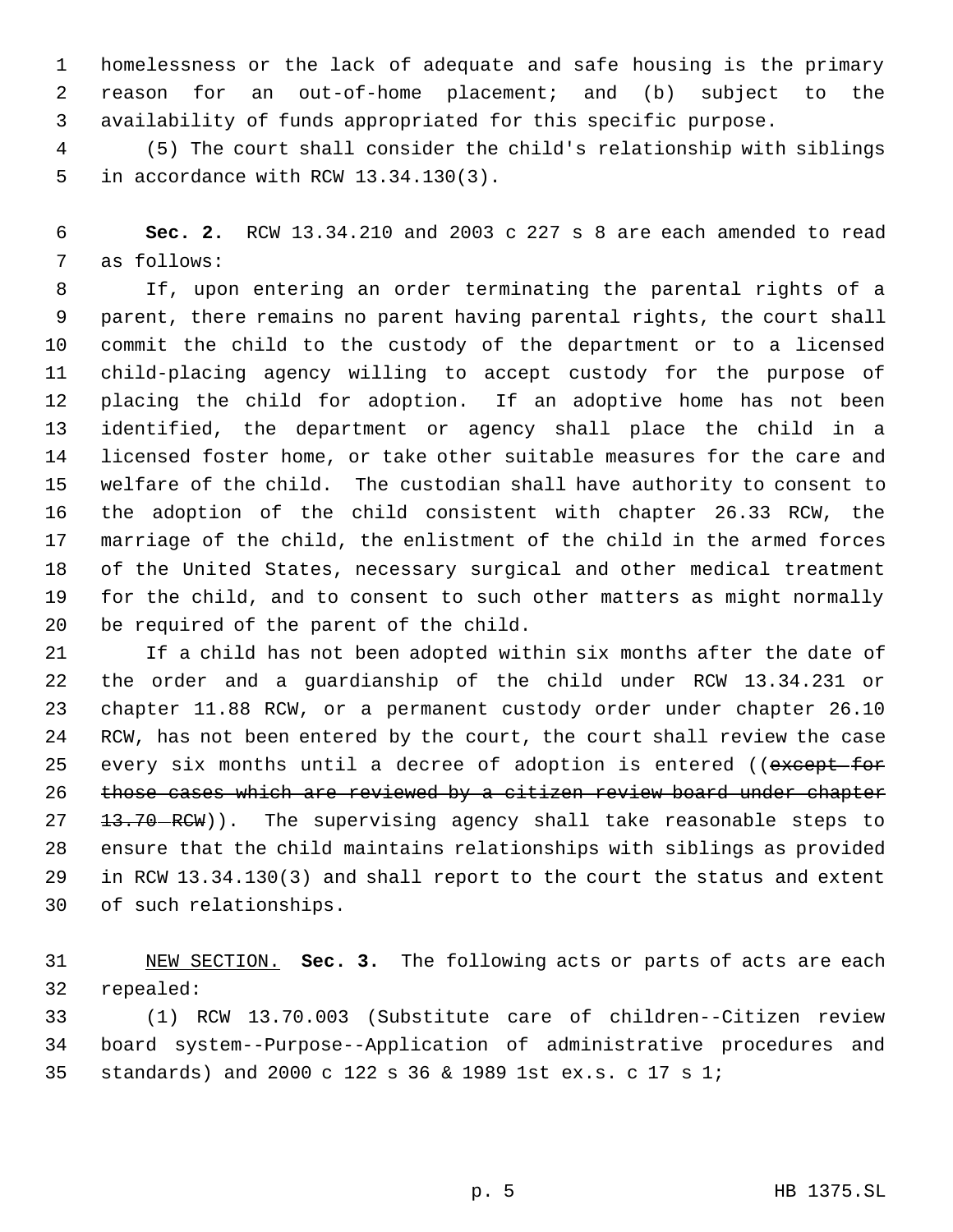homelessness or the lack of adequate and safe housing is the primary reason for an out-of-home placement; and (b) subject to the availability of funds appropriated for this specific purpose.

(5) The court shall consider the child's relationship with siblings in accordance with RCW 13.34.130(3).

**Sec. 2.** RCW 13.34.210 and 2003 c 227 s 8 are each amended to read as follows:

If, upon entering an order terminating the parental rights of a parent, there remains no parent having parental rights, the court shall commit the child to the custody of the department or to a licensed child-placing agency willing to accept custody for the purpose of placing the child for adoption. If an adoptive home has not been identified, the department or agency shall place the child in a licensed foster home, or take other suitable measures for the care and welfare of the child. The custodian shall have authority to consent to the adoption of the child consistent with chapter 26.33 RCW, the marriage of the child, the enlistment of the child in the armed forces of the United States, necessary surgical and other medical treatment for the child, and to consent to such other matters as might normally be required of the parent of the child.

If a child has not been adopted within six months after the date of the order and a guardianship of the child under RCW 13.34.231 or chapter 11.88 RCW, or a permanent custody order under chapter 26.10 RCW, has not been entered by the court, the court shall review the case every six months until a decree of adoption is entered ((~~except for those cases which are reviewed by a citizen review board under chapter 13.70 RCW~~)). The supervising agency shall take reasonable steps to ensure that the child maintains relationships with siblings as provided in RCW 13.34.130(3) and shall report to the court the status and extent of such relationships.

NEW SECTION. **Sec. 3.** The following acts or parts of acts are each repealed:

(1) RCW 13.70.003 (Substitute care of children--Citizen review board system--Purpose--Application of administrative procedures and standards) and 2000 c 122 s 36 & 1989 1st ex.s. c 17 s 1;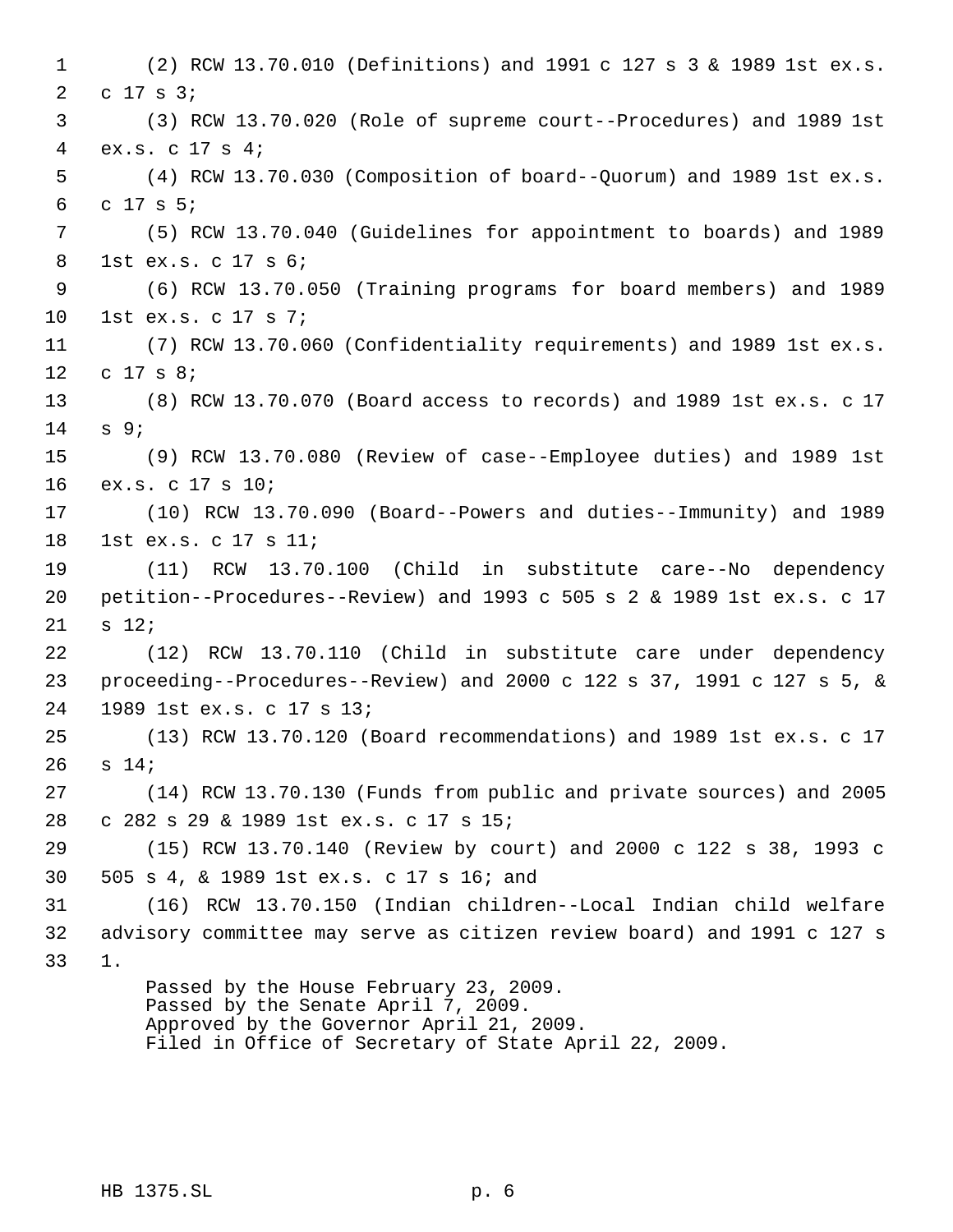(2) RCW 13.70.010 (Definitions) and 1991 c 127 s 3 & 1989 1st ex.s. c 17 s 3;

(3) RCW 13.70.020 (Role of supreme court--Procedures) and 1989 1st ex.s. c 17 s 4;

(4) RCW 13.70.030 (Composition of board--Quorum) and 1989 1st ex.s. c 17 s 5;

(5) RCW 13.70.040 (Guidelines for appointment to boards) and 1989 1st ex.s. c 17 s 6;

(6) RCW 13.70.050 (Training programs for board members) and 1989 1st ex.s. c 17 s 7;

(7) RCW 13.70.060 (Confidentiality requirements) and 1989 1st ex.s. c 17 s 8;

(8) RCW 13.70.070 (Board access to records) and 1989 1st ex.s. c 17 s 9;

(9) RCW 13.70.080 (Review of case--Employee duties) and 1989 1st ex.s. c 17 s 10;

(10) RCW 13.70.090 (Board--Powers and duties--Immunity) and 1989 1st ex.s. c 17 s 11;

(11) RCW 13.70.100 (Child in substitute care--No dependency petition--Procedures--Review) and 1993 c 505 s 2 & 1989 1st ex.s. c 17 s 12;

(12) RCW 13.70.110 (Child in substitute care under dependency proceeding--Procedures--Review) and 2000 c 122 s 37, 1991 c 127 s 5, & 1989 1st ex.s. c 17 s 13;

(13) RCW 13.70.120 (Board recommendations) and 1989 1st ex.s. c 17 s 14;

(14) RCW 13.70.130 (Funds from public and private sources) and 2005 c 282 s 29 & 1989 1st ex.s. c 17 s 15;

(15) RCW 13.70.140 (Review by court) and 2000 c 122 s 38, 1993 c 505 s 4, & 1989 1st ex.s. c 17 s 16; and

(16) RCW 13.70.150 (Indian children--Local Indian child welfare advisory committee may serve as citizen review board) and 1991 c 127 s 1.

Passed by the House February 23, 2009.
Passed by the Senate April 7, 2009.
Approved by the Governor April 21, 2009.
Filed in Office of Secretary of State April 22, 2009.